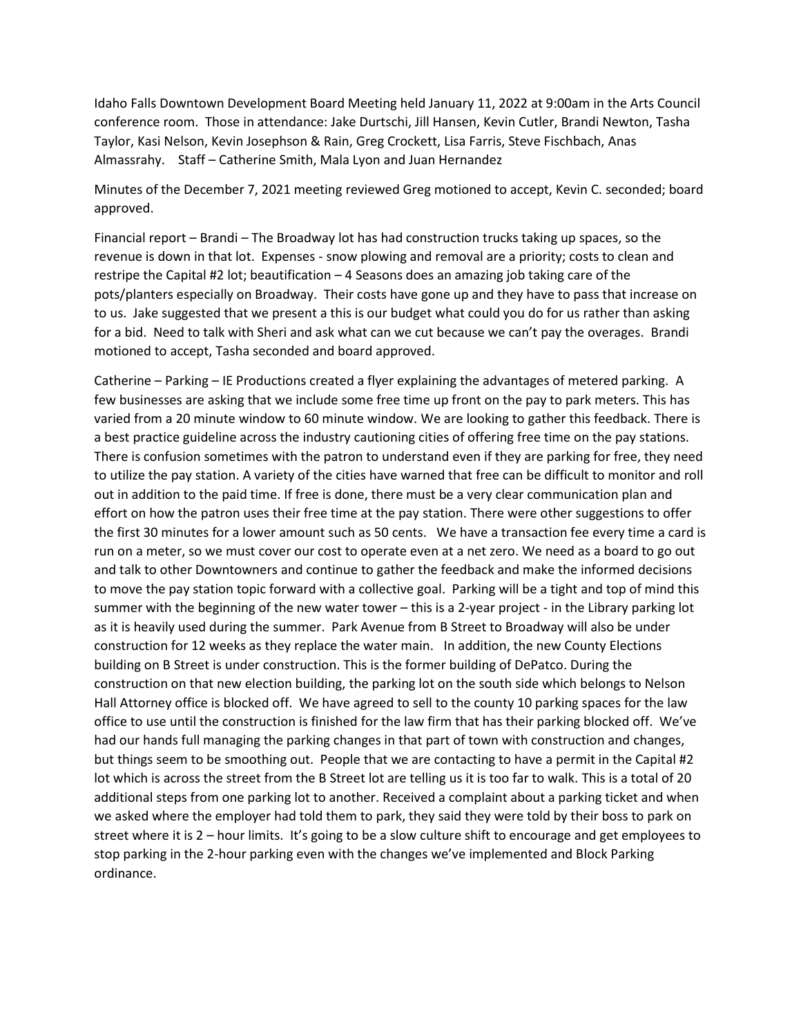Idaho Falls Downtown Development Board Meeting held January 11, 2022 at 9:00am in the Arts Council conference room. Those in attendance: Jake Durtschi, Jill Hansen, Kevin Cutler, Brandi Newton, Tasha Taylor, Kasi Nelson, Kevin Josephson & Rain, Greg Crockett, Lisa Farris, Steve Fischbach, Anas Almassrahy. Staff – Catherine Smith, Mala Lyon and Juan Hernandez

Minutes of the December 7, 2021 meeting reviewed Greg motioned to accept, Kevin C. seconded; board approved.

Financial report – Brandi – The Broadway lot has had construction trucks taking up spaces, so the revenue is down in that lot. Expenses - snow plowing and removal are a priority; costs to clean and restripe the Capital #2 lot; beautification – 4 Seasons does an amazing job taking care of the pots/planters especially on Broadway. Their costs have gone up and they have to pass that increase on to us. Jake suggested that we present a this is our budget what could you do for us rather than asking for a bid. Need to talk with Sheri and ask what can we cut because we can't pay the overages. Brandi motioned to accept, Tasha seconded and board approved.

Catherine – Parking – IE Productions created a flyer explaining the advantages of metered parking. A few businesses are asking that we include some free time up front on the pay to park meters. This has varied from a 20 minute window to 60 minute window. We are looking to gather this feedback. There is a best practice guideline across the industry cautioning cities of offering free time on the pay stations. There is confusion sometimes with the patron to understand even if they are parking for free, they need to utilize the pay station. A variety of the cities have warned that free can be difficult to monitor and roll out in addition to the paid time. If free is done, there must be a very clear communication plan and effort on how the patron uses their free time at the pay station. There were other suggestions to offer the first 30 minutes for a lower amount such as 50 cents. We have a transaction fee every time a card is run on a meter, so we must cover our cost to operate even at a net zero. We need as a board to go out and talk to other Downtowners and continue to gather the feedback and make the informed decisions to move the pay station topic forward with a collective goal. Parking will be a tight and top of mind this summer with the beginning of the new water tower – this is a 2-year project - in the Library parking lot as it is heavily used during the summer. Park Avenue from B Street to Broadway will also be under construction for 12 weeks as they replace the water main. In addition, the new County Elections building on B Street is under construction. This is the former building of DePatco. During the construction on that new election building, the parking lot on the south side which belongs to Nelson Hall Attorney office is blocked off. We have agreed to sell to the county 10 parking spaces for the law office to use until the construction is finished for the law firm that has their parking blocked off. We've had our hands full managing the parking changes in that part of town with construction and changes, but things seem to be smoothing out. People that we are contacting to have a permit in the Capital #2 lot which is across the street from the B Street lot are telling us it is too far to walk. This is a total of 20 additional steps from one parking lot to another. Received a complaint about a parking ticket and when we asked where the employer had told them to park, they said they were told by their boss to park on street where it is 2 – hour limits. It's going to be a slow culture shift to encourage and get employees to stop parking in the 2-hour parking even with the changes we've implemented and Block Parking ordinance.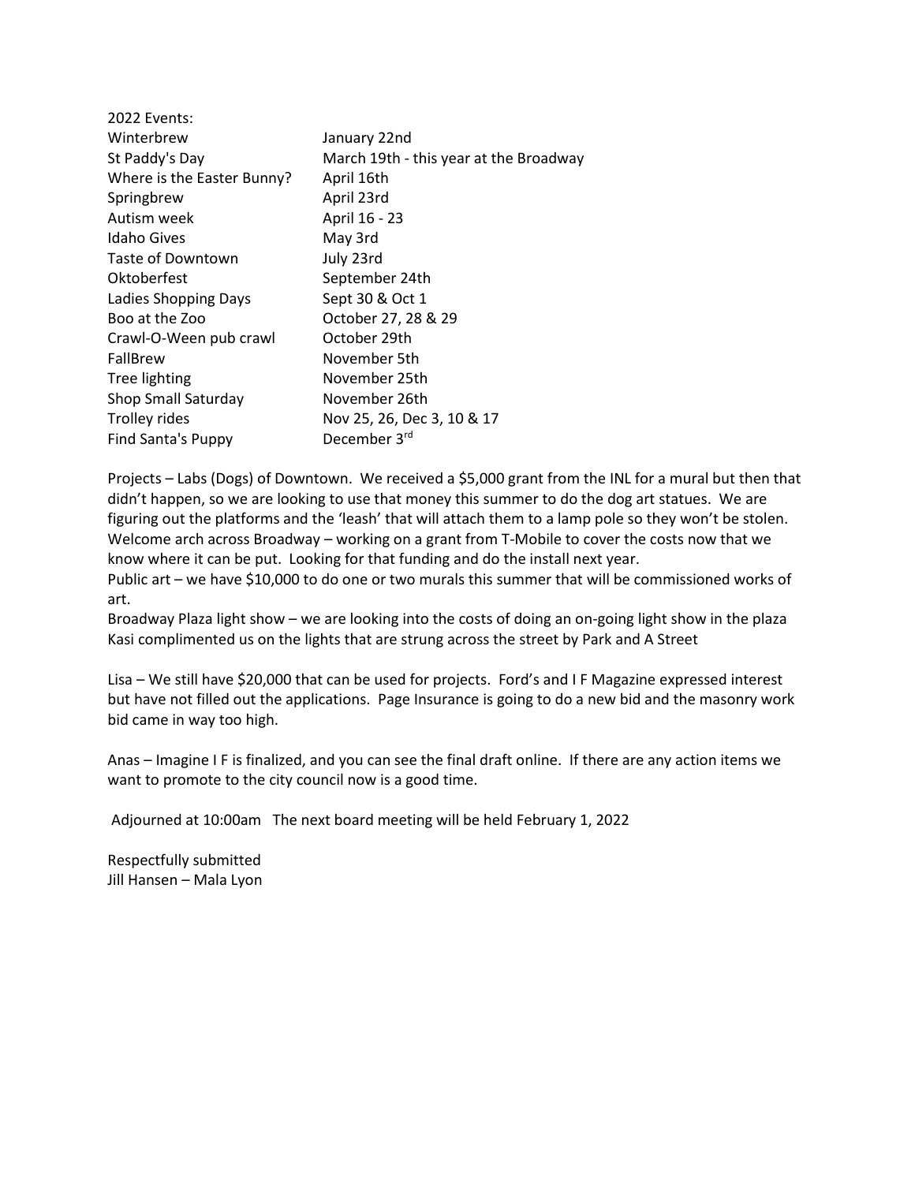2022 Events:

| | |
|---|---|
| Winterbrew | January 22nd |
| St Paddy's Day | March 19th - this year at the Broadway |
| Where is the Easter Bunny? | April 16th |
| Springbrew | April 23rd |
| Autism week | April 16 - 23 |
| Idaho Gives | May 3rd |
| Taste of Downtown | July 23rd |
| Oktoberfest | September 24th |
| Ladies Shopping Days | Sept 30 & Oct 1 |
| Boo at the Zoo | October 27, 28 & 29 |
| Crawl-O-Ween pub crawl | October 29th |
| FallBrew | November 5th |
| Tree lighting | November 25th |
| Shop Small Saturday | November 26th |
| Trolley rides | Nov 25, 26, Dec 3, 10 & 17 |
| Find Santa's Puppy | December 3rd |

Projects – Labs (Dogs) of Downtown. We received a $5,000 grant from the INL for a mural but then that didn't happen, so we are looking to use that money this summer to do the dog art statues. We are figuring out the platforms and the 'leash' that will attach them to a lamp pole so they won't be stolen.
Welcome arch across Broadway – working on a grant from T-Mobile to cover the costs now that we know where it can be put. Looking for that funding and do the install next year.
Public art – we have $10,000 to do one or two murals this summer that will be commissioned works of art.
Broadway Plaza light show – we are looking into the costs of doing an on-going light show in the plaza
Kasi complimented us on the lights that are strung across the street by Park and A Street

Lisa – We still have $20,000 that can be used for projects. Ford's and I F Magazine expressed interest but have not filled out the applications. Page Insurance is going to do a new bid and the masonry work bid came in way too high.

Anas – Imagine I F is finalized, and you can see the final draft online. If there are any action items we want to promote to the city council now is a good time.

Adjourned at 10:00am The next board meeting will be held February 1, 2022

Respectfully submitted
Jill Hansen – Mala Lyon